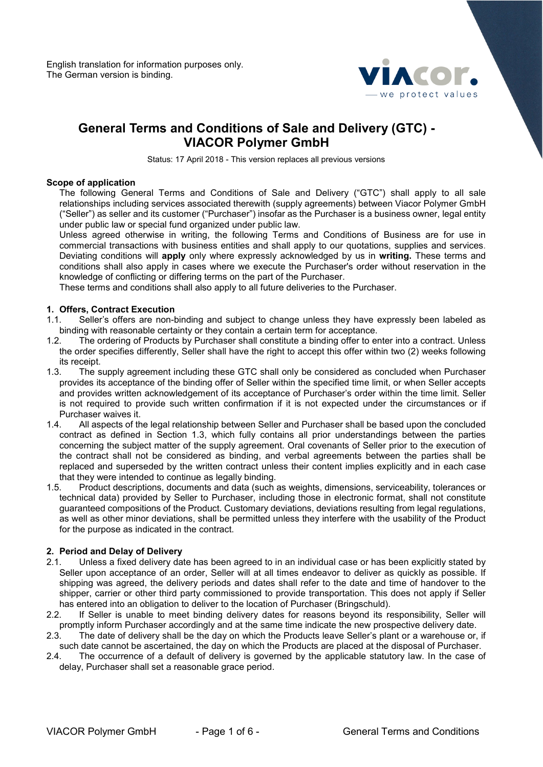English translation for information purposes only.
The German version is binding.

# General Terms and Conditions of Sale and Delivery (GTC) - VIACOR Polymer GmbH

Status: 17 April 2018 - This version replaces all previous versions

### Scope of application

The following General Terms and Conditions of Sale and Delivery ("GTC") shall apply to all sale relationships including services associated therewith (supply agreements) between Viacor Polymer GmbH ("Seller") as seller and its customer ("Purchaser") insofar as the Purchaser is a business owner, legal entity under public law or special fund organized under public law.

Unless agreed otherwise in writing, the following Terms and Conditions of Business are for use in commercial transactions with business entities and shall apply to our quotations, supplies and services. Deviating conditions will **apply** only where expressly acknowledged by us in **writing.** These terms and conditions shall also apply in cases where we execute the Purchaser's order without reservation in the knowledge of conflicting or differing terms on the part of the Purchaser.

These terms and conditions shall also apply to all future deliveries to the Purchaser.

### 1. Offers, Contract Execution

1.1. Seller's offers are non-binding and subject to change unless they have expressly been labeled as binding with reasonable certainty or they contain a certain term for acceptance.

1.2. The ordering of Products by Purchaser shall constitute a binding offer to enter into a contract. Unless the order specifies differently, Seller shall have the right to accept this offer within two (2) weeks following its receipt.

1.3. The supply agreement including these GTC shall only be considered as concluded when Purchaser provides its acceptance of the binding offer of Seller within the specified time limit, or when Seller accepts and provides written acknowledgement of its acceptance of Purchaser's order within the time limit. Seller is not required to provide such written confirmation if it is not expected under the circumstances or if Purchaser waives it.

1.4. All aspects of the legal relationship between Seller and Purchaser shall be based upon the concluded contract as defined in Section 1.3, which fully contains all prior understandings between the parties concerning the subject matter of the supply agreement. Oral covenants of Seller prior to the execution of the contract shall not be considered as binding, and verbal agreements between the parties shall be replaced and superseded by the written contract unless their content implies explicitly and in each case that they were intended to continue as legally binding.

1.5. Product descriptions, documents and data (such as weights, dimensions, serviceability, tolerances or technical data) provided by Seller to Purchaser, including those in electronic format, shall not constitute guaranteed compositions of the Product. Customary deviations, deviations resulting from legal regulations, as well as other minor deviations, shall be permitted unless they interfere with the usability of the Product for the purpose as indicated in the contract.

### 2. Period and Delay of Delivery

2.1. Unless a fixed delivery date has been agreed to in an individual case or has been explicitly stated by Seller upon acceptance of an order, Seller will at all times endeavor to deliver as quickly as possible. If shipping was agreed, the delivery periods and dates shall refer to the date and time of handover to the shipper, carrier or other third party commissioned to provide transportation. This does not apply if Seller has entered into an obligation to deliver to the location of Purchaser (Bringschuld).

2.2. If Seller is unable to meet binding delivery dates for reasons beyond its responsibility, Seller will promptly inform Purchaser accordingly and at the same time indicate the new prospective delivery date.

2.3. The date of delivery shall be the day on which the Products leave Seller's plant or a warehouse or, if such date cannot be ascertained, the day on which the Products are placed at the disposal of Purchaser.

2.4. The occurrence of a default of delivery is governed by the applicable statutory law. In the case of delay, Purchaser shall set a reasonable grace period.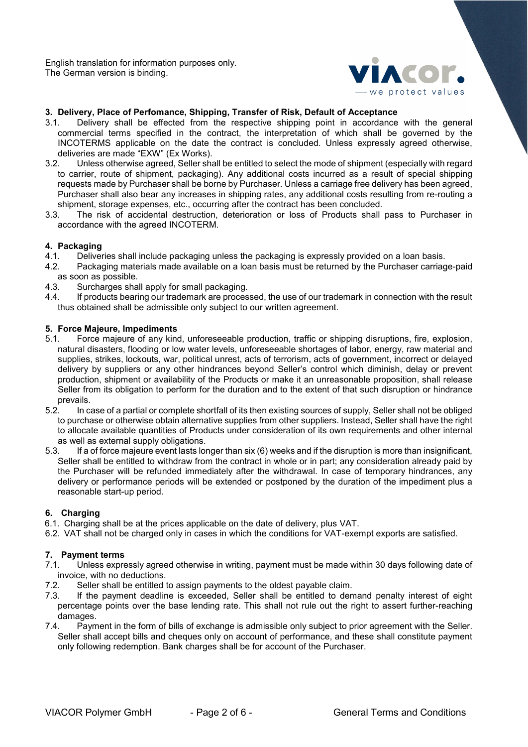English translation for information purposes only.
The German version is binding.

## 3. Delivery, Place of Perfomance, Shipping, Transfer of Risk, Default of Acceptance

3.1. Delivery shall be effected from the respective shipping point in accordance with the general commercial terms specified in the contract, the interpretation of which shall be governed by the INCOTERMS applicable on the date the contract is concluded. Unless expressly agreed otherwise, deliveries are made "EXW" (Ex Works).

3.2. Unless otherwise agreed, Seller shall be entitled to select the mode of shipment (especially with regard to carrier, route of shipment, packaging). Any additional costs incurred as a result of special shipping requests made by Purchaser shall be borne by Purchaser. Unless a carriage free delivery has been agreed, Purchaser shall also bear any increases in shipping rates, any additional costs resulting from re-routing a shipment, storage expenses, etc., occurring after the contract has been concluded.

3.3. The risk of accidental destruction, deterioration or loss of Products shall pass to Purchaser in accordance with the agreed INCOTERM.

## 4. Packaging

4.1. Deliveries shall include packaging unless the packaging is expressly provided on a loan basis.

4.2. Packaging materials made available on a loan basis must be returned by the Purchaser carriage-paid as soon as possible.

4.3. Surcharges shall apply for small packaging.

4.4. If products bearing our trademark are processed, the use of our trademark in connection with the result thus obtained shall be admissible only subject to our written agreement.

## 5. Force Majeure, Impediments

5.1. Force majeure of any kind, unforeseeable production, traffic or shipping disruptions, fire, explosion, natural disasters, flooding or low water levels, unforeseeable shortages of labor, energy, raw material and supplies, strikes, lockouts, war, political unrest, acts of terrorism, acts of government, incorrect or delayed delivery by suppliers or any other hindrances beyond Seller's control which diminish, delay or prevent production, shipment or availability of the Products or make it an unreasonable proposition, shall release Seller from its obligation to perform for the duration and to the extent of that such disruption or hindrance prevails.

5.2. In case of a partial or complete shortfall of its then existing sources of supply, Seller shall not be obliged to purchase or otherwise obtain alternative supplies from other suppliers. Instead, Seller shall have the right to allocate available quantities of Products under consideration of its own requirements and other internal as well as external supply obligations.

5.3. If a of force majeure event lasts longer than six (6) weeks and if the disruption is more than insignificant, Seller shall be entitled to withdraw from the contract in whole or in part; any consideration already paid by the Purchaser will be refunded immediately after the withdrawal. In case of temporary hindrances, any delivery or performance periods will be extended or postponed by the duration of the impediment plus a reasonable start-up period.

## 6. Charging

6.1. Charging shall be at the prices applicable on the date of delivery, plus VAT.

6.2. VAT shall not be charged only in cases in which the conditions for VAT-exempt exports are satisfied.

## 7. Payment terms

7.1. Unless expressly agreed otherwise in writing, payment must be made within 30 days following date of invoice, with no deductions.

7.2. Seller shall be entitled to assign payments to the oldest payable claim.

7.3. If the payment deadline is exceeded, Seller shall be entitled to demand penalty interest of eight percentage points over the base lending rate. This shall not rule out the right to assert further-reaching damages.

7.4. Payment in the form of bills of exchange is admissible only subject to prior agreement with the Seller. Seller shall accept bills and cheques only on account of performance, and these shall constitute payment only following redemption. Bank charges shall be for account of the Purchaser.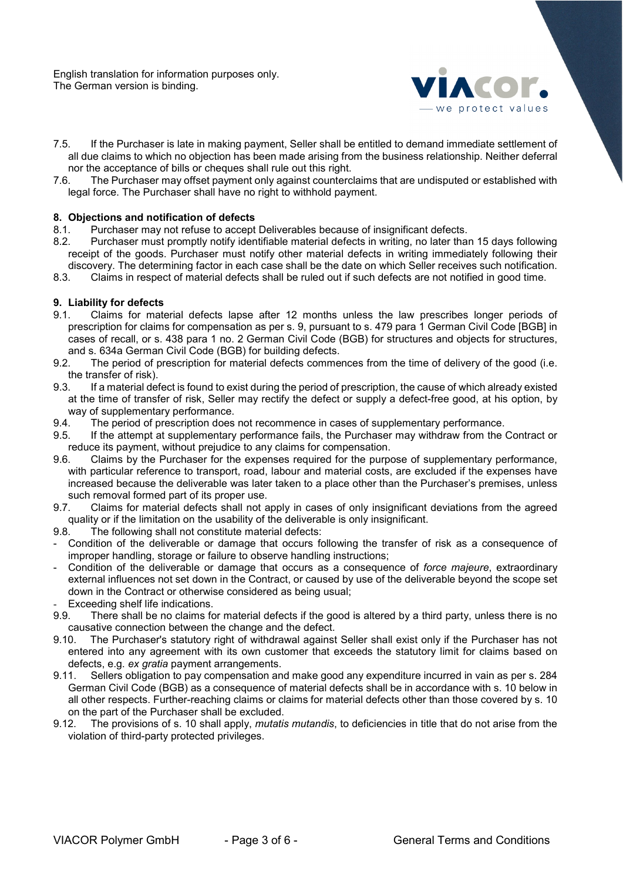English translation for information purposes only.
The German version is binding.

7.5. If the Purchaser is late in making payment, Seller shall be entitled to demand immediate settlement of all due claims to which no objection has been made arising from the business relationship. Neither deferral nor the acceptance of bills or cheques shall rule out this right.

7.6. The Purchaser may offset payment only against counterclaims that are undisputed or established with legal force. The Purchaser shall have no right to withhold payment.

## 8. Objections and notification of defects

8.1. Purchaser may not refuse to accept Deliverables because of insignificant defects.

8.2. Purchaser must promptly notify identifiable material defects in writing, no later than 15 days following receipt of the goods. Purchaser must notify other material defects in writing immediately following their discovery. The determining factor in each case shall be the date on which Seller receives such notification.

8.3. Claims in respect of material defects shall be ruled out if such defects are not notified in good time.

## 9. Liability for defects

9.1. Claims for material defects lapse after 12 months unless the law prescribes longer periods of prescription for claims for compensation as per s. 9, pursuant to s. 479 para 1 German Civil Code [BGB] in cases of recall, or s. 438 para 1 no. 2 German Civil Code (BGB) for structures and objects for structures, and s. 634a German Civil Code (BGB) for building defects.

9.2. The period of prescription for material defects commences from the time of delivery of the good (i.e. the transfer of risk).

9.3. If a material defect is found to exist during the period of prescription, the cause of which already existed at the time of transfer of risk, Seller may rectify the defect or supply a defect-free good, at his option, by way of supplementary performance.

9.4. The period of prescription does not recommence in cases of supplementary performance.

9.5. If the attempt at supplementary performance fails, the Purchaser may withdraw from the Contract or reduce its payment, without prejudice to any claims for compensation.

9.6. Claims by the Purchaser for the expenses required for the purpose of supplementary performance, with particular reference to transport, road, labour and material costs, are excluded if the expenses have increased because the deliverable was later taken to a place other than the Purchaser's premises, unless such removal formed part of its proper use.

9.7. Claims for material defects shall not apply in cases of only insignificant deviations from the agreed quality or if the limitation on the usability of the deliverable is only insignificant.

9.8. The following shall not constitute material defects:

- Condition of the deliverable or damage that occurs following the transfer of risk as a consequence of improper handling, storage or failure to observe handling instructions;
- Condition of the deliverable or damage that occurs as a consequence of *force majeure*, extraordinary external influences not set down in the Contract, or caused by use of the deliverable beyond the scope set down in the Contract or otherwise considered as being usual;
- Exceeding shelf life indications.

9.9. There shall be no claims for material defects if the good is altered by a third party, unless there is no causative connection between the change and the defect.

9.10. The Purchaser's statutory right of withdrawal against Seller shall exist only if the Purchaser has not entered into any agreement with its own customer that exceeds the statutory limit for claims based on defects, e.g. *ex gratia* payment arrangements.

9.11. Sellers obligation to pay compensation and make good any expenditure incurred in vain as per s. 284 German Civil Code (BGB) as a consequence of material defects shall be in accordance with s. 10 below in all other respects. Further-reaching claims or claims for material defects other than those covered by s. 10 on the part of the Purchaser shall be excluded.

9.12. The provisions of s. 10 shall apply, *mutatis mutandis*, to deficiencies in title that do not arise from the violation of third-party protected privileges.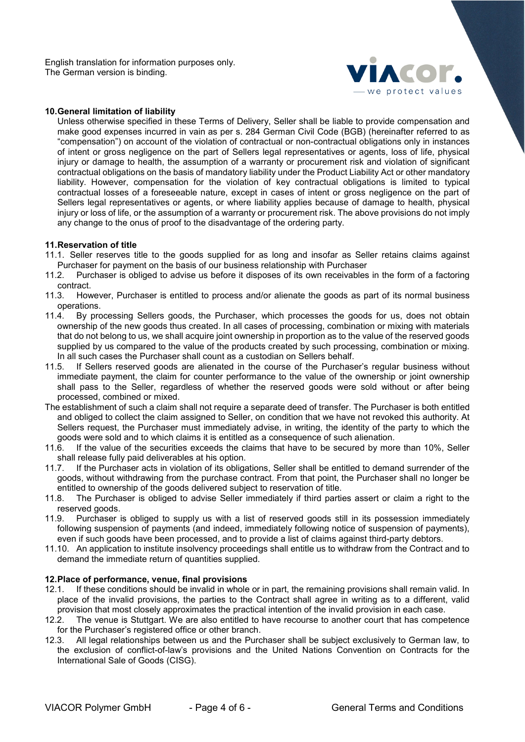English translation for information purposes only.
The German version is binding.

## 10. General limitation of liability

Unless otherwise specified in these Terms of Delivery, Seller shall be liable to provide compensation and make good expenses incurred in vain as per s. 284 German Civil Code (BGB) (hereinafter referred to as "compensation") on account of the violation of contractual or non-contractual obligations only in instances of intent or gross negligence on the part of Sellers legal representatives or agents, loss of life, physical injury or damage to health, the assumption of a warranty or procurement risk and violation of significant contractual obligations on the basis of mandatory liability under the Product Liability Act or other mandatory liability. However, compensation for the violation of key contractual obligations is limited to typical contractual losses of a foreseeable nature, except in cases of intent or gross negligence on the part of Sellers legal representatives or agents, or where liability applies because of damage to health, physical injury or loss of life, or the assumption of a warranty or procurement risk. The above provisions do not imply any change to the onus of proof to the disadvantage of the ordering party.

## 11. Reservation of title

11.1. Seller reserves title to the goods supplied for as long and insofar as Seller retains claims against Purchaser for payment on the basis of our business relationship with Purchaser

11.2. Purchaser is obliged to advise us before it disposes of its own receivables in the form of a factoring contract.

11.3. However, Purchaser is entitled to process and/or alienate the goods as part of its normal business operations.

11.4. By processing Sellers goods, the Purchaser, which processes the goods for us, does not obtain ownership of the new goods thus created. In all cases of processing, combination or mixing with materials that do not belong to us, we shall acquire joint ownership in proportion as to the value of the reserved goods supplied by us compared to the value of the products created by such processing, combination or mixing. In all such cases the Purchaser shall count as a custodian on Sellers behalf.

11.5. If Sellers reserved goods are alienated in the course of the Purchaser's regular business without immediate payment, the claim for counter performance to the value of the ownership or joint ownership shall pass to the Seller, regardless of whether the reserved goods were sold without or after being processed, combined or mixed.

The establishment of such a claim shall not require a separate deed of transfer. The Purchaser is both entitled and obliged to collect the claim assigned to Seller, on condition that we have not revoked this authority. At Sellers request, the Purchaser must immediately advise, in writing, the identity of the party to which the goods were sold and to which claims it is entitled as a consequence of such alienation.

11.6. If the value of the securities exceeds the claims that have to be secured by more than 10%, Seller shall release fully paid deliverables at his option.

11.7. If the Purchaser acts in violation of its obligations, Seller shall be entitled to demand surrender of the goods, without withdrawing from the purchase contract. From that point, the Purchaser shall no longer be entitled to ownership of the goods delivered subject to reservation of title.

11.8. The Purchaser is obliged to advise Seller immediately if third parties assert or claim a right to the reserved goods.

11.9. Purchaser is obliged to supply us with a list of reserved goods still in its possession immediately following suspension of payments (and indeed, immediately following notice of suspension of payments), even if such goods have been processed, and to provide a list of claims against third-party debtors.

11.10. An application to institute insolvency proceedings shall entitle us to withdraw from the Contract and to demand the immediate return of quantities supplied.

## 12. Place of performance, venue, final provisions

12.1. If these conditions should be invalid in whole or in part, the remaining provisions shall remain valid. In place of the invalid provisions, the parties to the Contract shall agree in writing as to a different, valid provision that most closely approximates the practical intention of the invalid provision in each case.

12.2. The venue is Stuttgart. We are also entitled to have recourse to another court that has competence for the Purchaser's registered office or other branch.

12.3. All legal relationships between us and the Purchaser shall be subject exclusively to German law, to the exclusion of conflict-of-law's provisions and the United Nations Convention on Contracts for the International Sale of Goods (CISG).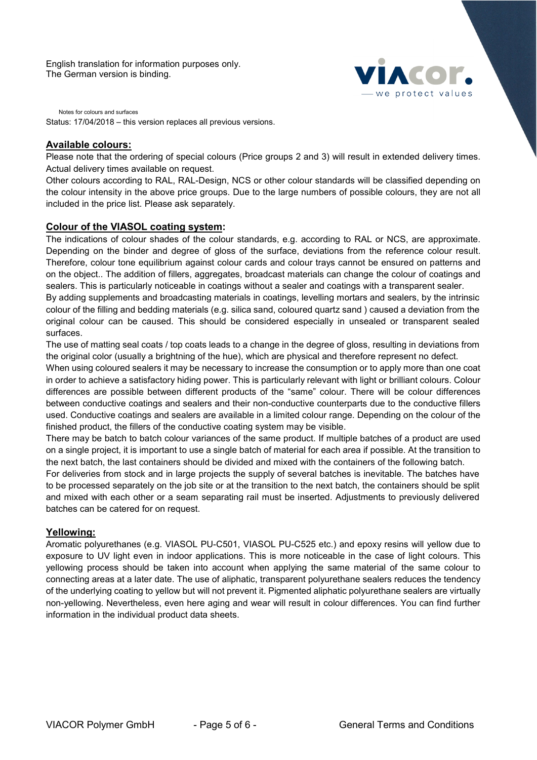English translation for information purposes only.
The German version is binding.

Notes for colours and surfaces

Status: 17/04/2018 – this version replaces all previous versions.

## Available colours:

Please note that the ordering of special colours (Price groups 2 and 3) will result in extended delivery times. Actual delivery times available on request.

Other colours according to RAL, RAL-Design, NCS or other colour standards will be classified depending on the colour intensity in the above price groups. Due to the large numbers of possible colours, they are not all included in the price list. Please ask separately.

## Colour of the VIASOL coating system:

The indications of colour shades of the colour standards, e.g. according to RAL or NCS, are approximate. Depending on the binder and degree of gloss of the surface, deviations from the reference colour result. Therefore, colour tone equilibrium against colour cards and colour trays cannot be ensured on patterns and on the object.. The addition of fillers, aggregates, broadcast materials can change the colour of coatings and sealers. This is particularly noticeable in coatings without a sealer and coatings with a transparent sealer.

By adding supplements and broadcasting materials in coatings, levelling mortars and sealers, by the intrinsic colour of the filling and bedding materials (e.g. silica sand, coloured quartz sand ) caused a deviation from the original colour can be caused. This should be considered especially in unsealed or transparent sealed surfaces.

The use of matting seal coats / top coats leads to a change in the degree of gloss, resulting in deviations from the original color (usually a brightning of the hue), which are physical and therefore represent no defect.

When using coloured sealers it may be necessary to increase the consumption or to apply more than one coat in order to achieve a satisfactory hiding power. This is particularly relevant with light or brilliant colours. Colour differences are possible between different products of the "same" colour. There will be colour differences between conductive coatings and sealers and their non-conductive counterparts due to the conductive fillers used. Conductive coatings and sealers are available in a limited colour range. Depending on the colour of the finished product, the fillers of the conductive coating system may be visible.

There may be batch to batch colour variances of the same product. If multiple batches of a product are used on a single project, it is important to use a single batch of material for each area if possible. At the transition to the next batch, the last containers should be divided and mixed with the containers of the following batch.

For deliveries from stock and in large projects the supply of several batches is inevitable. The batches have to be processed separately on the job site or at the transition to the next batch, the containers should be split and mixed with each other or a seam separating rail must be inserted. Adjustments to previously delivered batches can be catered for on request.

## Yellowing:

Aromatic polyurethanes (e.g. VIASOL PU-C501, VIASOL PU-C525 etc.) and epoxy resins will yellow due to exposure to UV light even in indoor applications. This is more noticeable in the case of light colours. This yellowing process should be taken into account when applying the same material of the same colour to connecting areas at a later date. The use of aliphatic, transparent polyurethane sealers reduces the tendency of the underlying coating to yellow but will not prevent it. Pigmented aliphatic polyurethane sealers are virtually non-yellowing. Nevertheless, even here aging and wear will result in colour differences. You can find further information in the individual product data sheets.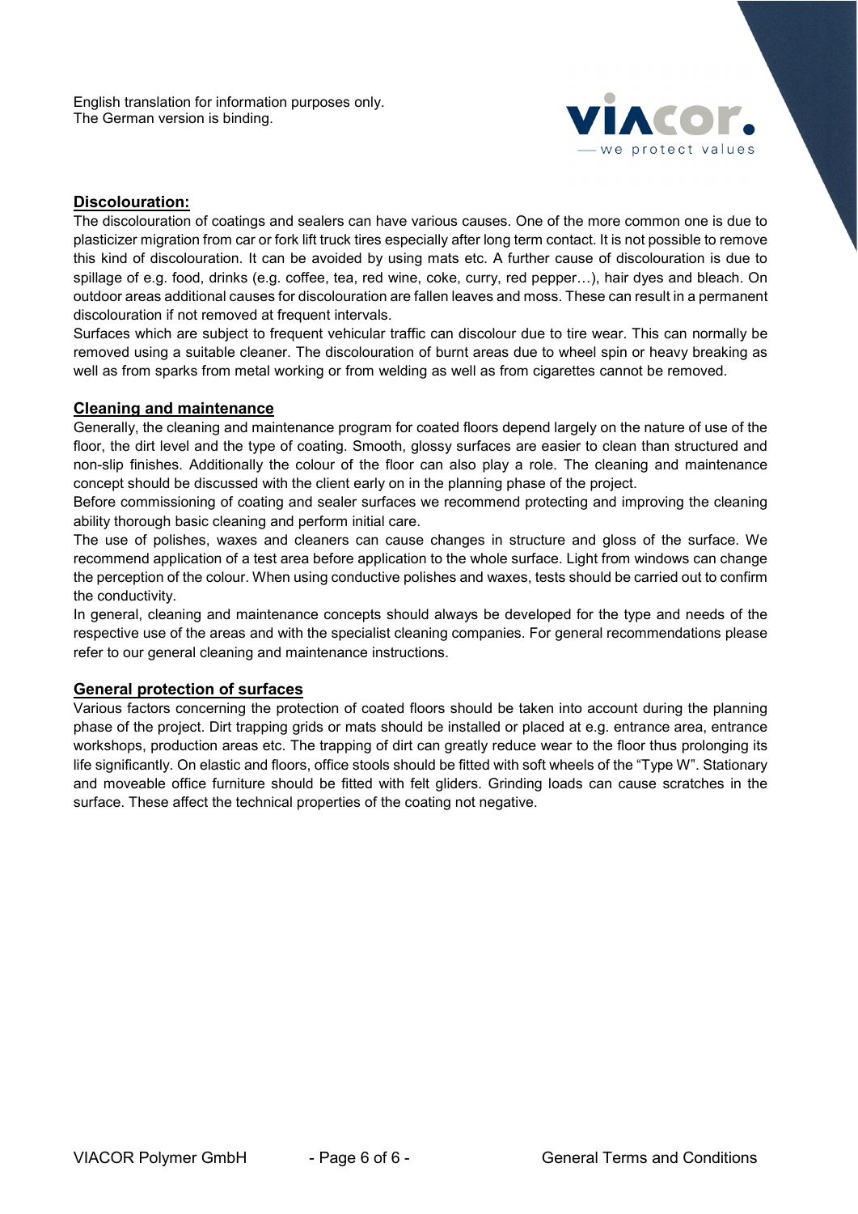English translation for information purposes only.
The German version is binding.

## Discolouration:

The discolouration of coatings and sealers can have various causes. One of the more common one is due to plasticizer migration from car or fork lift truck tires especially after long term contact. It is not possible to remove this kind of discolouration. It can be avoided by using mats etc. A further cause of discolouration is due to spillage of e.g. food, drinks (e.g. coffee, tea, red wine, coke, curry, red pepper…), hair dyes and bleach. On outdoor areas additional causes for discolouration are fallen leaves and moss. These can result in a permanent discolouration if not removed at frequent intervals.

Surfaces which are subject to frequent vehicular traffic can discolour due to tire wear. This can normally be removed using a suitable cleaner. The discolouration of burnt areas due to wheel spin or heavy breaking as well as from sparks from metal working or from welding as well as from cigarettes cannot be removed.

## Cleaning and maintenance

Generally, the cleaning and maintenance program for coated floors depend largely on the nature of use of the floor, the dirt level and the type of coating. Smooth, glossy surfaces are easier to clean than structured and non-slip finishes. Additionally the colour of the floor can also play a role. The cleaning and maintenance concept should be discussed with the client early on in the planning phase of the project.

Before commissioning of coating and sealer surfaces we recommend protecting and improving the cleaning ability thorough basic cleaning and perform initial care.

The use of polishes, waxes and cleaners can cause changes in structure and gloss of the surface. We recommend application of a test area before application to the whole surface. Light from windows can change the perception of the colour. When using conductive polishes and waxes, tests should be carried out to confirm the conductivity.

In general, cleaning and maintenance concepts should always be developed for the type and needs of the respective use of the areas and with the specialist cleaning companies. For general recommendations please refer to our general cleaning and maintenance instructions.

## General protection of surfaces

Various factors concerning the protection of coated floors should be taken into account during the planning phase of the project. Dirt trapping grids or mats should be installed or placed at e.g. entrance area, entrance workshops, production areas etc. The trapping of dirt can greatly reduce wear to the floor thus prolonging its life significantly. On elastic and floors, office stools should be fitted with soft wheels of the "Type W". Stationary and moveable office furniture should be fitted with felt gliders. Grinding loads can cause scratches in the surface. These affect the technical properties of the coating not negative.